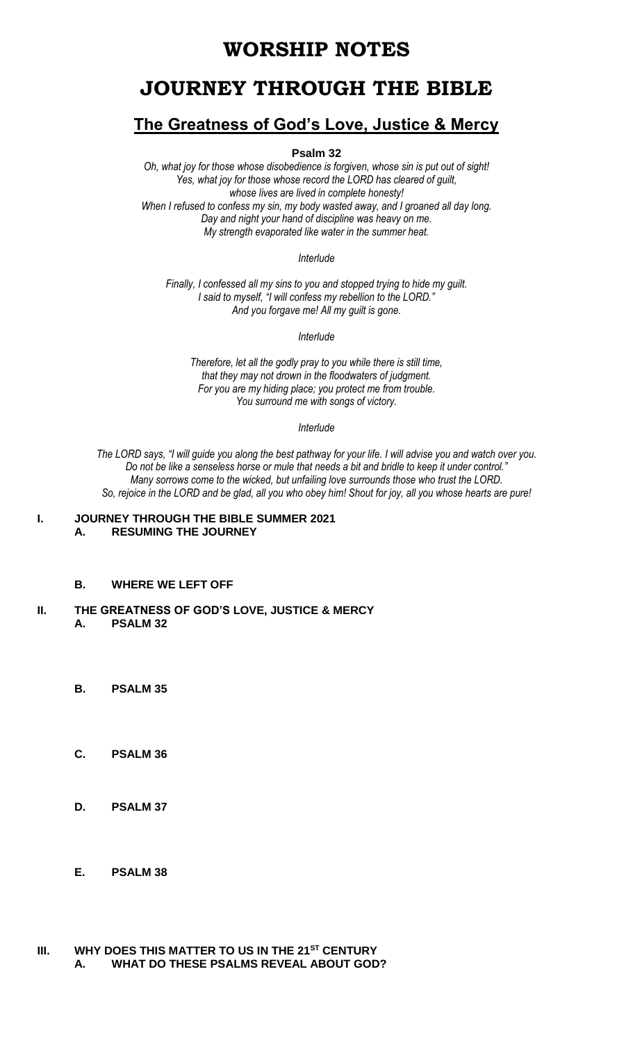# WORSHIP NOTES

# JOURNEY THROUGH THE BIBLE

## The Greatness of God's Love, Justice & Mercy

**Psalm 32**

*Oh, what joy for those whose disobedience is forgiven, whose sin is put out of sight!*
*Yes, what joy for those whose record the LORD has cleared of guilt,*
*whose lives are lived in complete honesty!*
*When I refused to confess my sin, my body wasted away, and I groaned all day long.*
*Day and night your hand of discipline was heavy on me.*
*My strength evaporated like water in the summer heat.*

*Interlude*

*Finally, I confessed all my sins to you and stopped trying to hide my guilt.*
*I said to myself, "I will confess my rebellion to the LORD."*
*And you forgave me! All my guilt is gone.*

*Interlude*

*Therefore, let all the godly pray to you while there is still time,*
*that they may not drown in the floodwaters of judgment.*
*For you are my hiding place; you protect me from trouble.*
*You surround me with songs of victory.*

*Interlude*

*The LORD says, "I will guide you along the best pathway for your life. I will advise you and watch over you.*
*Do not be like a senseless horse or mule that needs a bit and bridle to keep it under control."*
*Many sorrows come to the wicked, but unfailing love surrounds those who trust the LORD.*
*So, rejoice in the LORD and be glad, all you who obey him! Shout for joy, all you whose hearts are pure!*

**I. JOURNEY THROUGH THE BIBLE SUMMER 2021**

**A. RESUMING THE JOURNEY**

**B. WHERE WE LEFT OFF**

**II. THE GREATNESS OF GOD'S LOVE, JUSTICE & MERCY**

**A. PSALM 32**

**B. PSALM 35**

**C. PSALM 36**

**D. PSALM 37**

**E. PSALM 38**

**III. WHY DOES THIS MATTER TO US IN THE 21ST CENTURY**

**A. WHAT DO THESE PSALMS REVEAL ABOUT GOD?**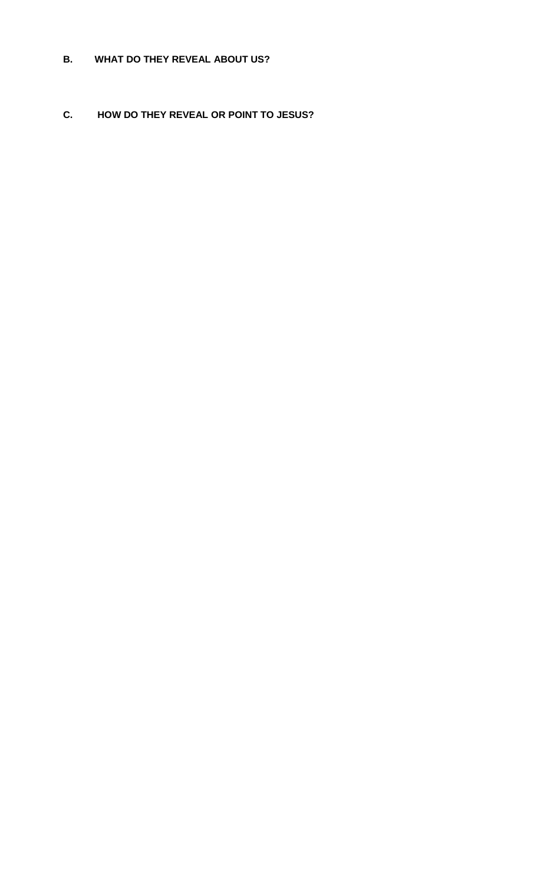**B. WHAT DO THEY REVEAL ABOUT US?**

**C. HOW DO THEY REVEAL OR POINT TO JESUS?**